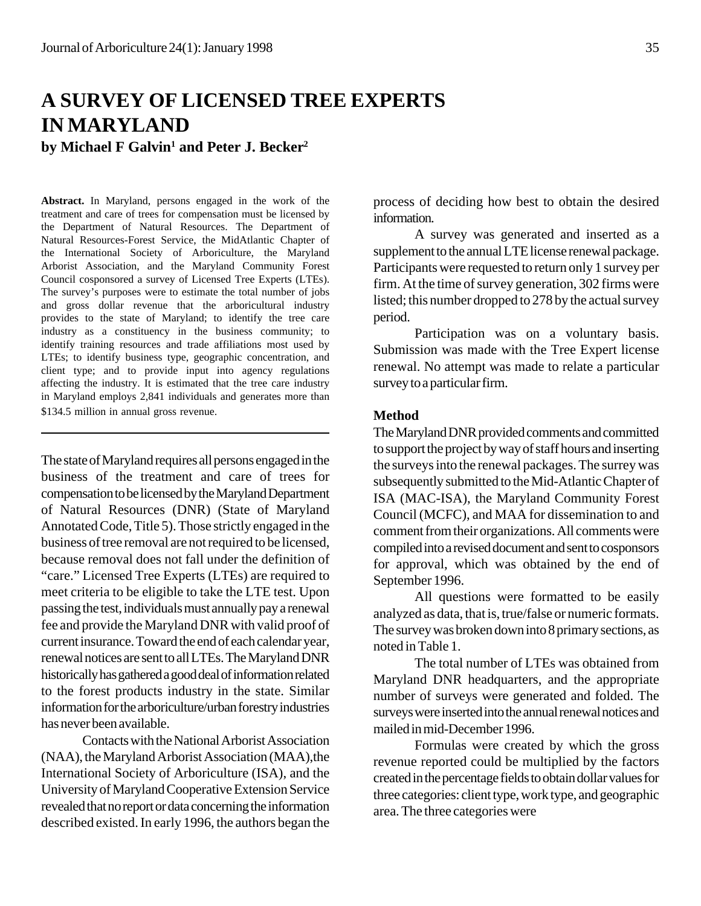# A SURVEY OF LICENSED TREE EXPERTS IN MARYLAND

**by Michael F Galvin[1] and Peter J. Becker[2]**

**Abstract.** In Maryland, persons engaged in the work of the treatment and care of trees for compensation must be licensed by the Department of Natural Resources. The Department of Natural Resources-Forest Service, the MidAtlantic Chapter of the International Society of Arboriculture, the Maryland Arborist Association, and the Maryland Community Forest Council cosponsored a survey of Licensed Tree Experts (LTEs). The survey's purposes were to estimate the total number of jobs and gross dollar revenue that the arboricultural industry provides to the state of Maryland; to identify the tree care industry as a constituency in the business community; to identify training resources and trade affiliations most used by LTEs; to identify business type, geographic concentration, and client type; and to provide input into agency regulations affecting the industry. It is estimated that the tree care industry in Maryland employs 2,841 individuals and generates more than $134.5 million in annual gross revenue.

The state of Maryland requires all persons engaged in the business of the treatment and care of trees for compensation to be licensed by the Maryland Department of Natural Resources (DNR) (State of Maryland Annotated Code, Title 5). Those strictly engaged in the business of tree removal are not required to be licensed, because removal does not fall under the definition of "care." Licensed Tree Experts (LTEs) are required to meet criteria to be eligible to take the LTE test. Upon passing the test, individuals must annually pay a renewal fee and provide the Maryland DNR with valid proof of current insurance. Toward the end of each calendar year, renewal notices are sent to all LTEs. The Maryland DNR historically has gathered a good deal of information related to the forest products industry in the state. Similar information for the arboriculture/urban forestry industries has never been available.

Contacts with the National Arborist Association (NAA), the Maryland Arborist Association (MAA), the International Society of Arboriculture (ISA), and the University of Maryland Cooperative Extension Service revealed that no report or data concerning the information described existed. In early 1996, the authors began the process of deciding how best to obtain the desired information.

A survey was generated and inserted as a supplement to the annual LTE license renewal package. Participants were requested to return only 1 survey per firm. At the time of survey generation, 302 firms were listed; this number dropped to 278 by the actual survey period.

Participation was on a voluntary basis. Submission was made with the Tree Expert license renewal. No attempt was made to relate a particular survey to a particular firm.

### Method

The Maryland DNR provided comments and committed to support the project by way of staff hours and inserting the surveys into the renewal packages. The surrey was subsequently submitted to the Mid-Atlantic Chapter of ISA (MAC-ISA), the Maryland Community Forest Council (MCFC), and MAA for dissemination to and comment from their organizations. All comments were compiled into a revised document and sent to cosponsors for approval, which was obtained by the end of September 1996.

All questions were formatted to be easily analyzed as data, that is, true/false or numeric formats. The survey was broken down into 8 primary sections, as noted in Table 1.

The total number of LTEs was obtained from Maryland DNR headquarters, and the appropriate number of surveys were generated and folded. The surveys were inserted into the annual renewal notices and mailed in mid-December 1996.

Formulas were created by which the gross revenue reported could be multiplied by the factors created in the percentage fields to obtain dollar values for three categories: client type, work type, and geographic area. The three categories were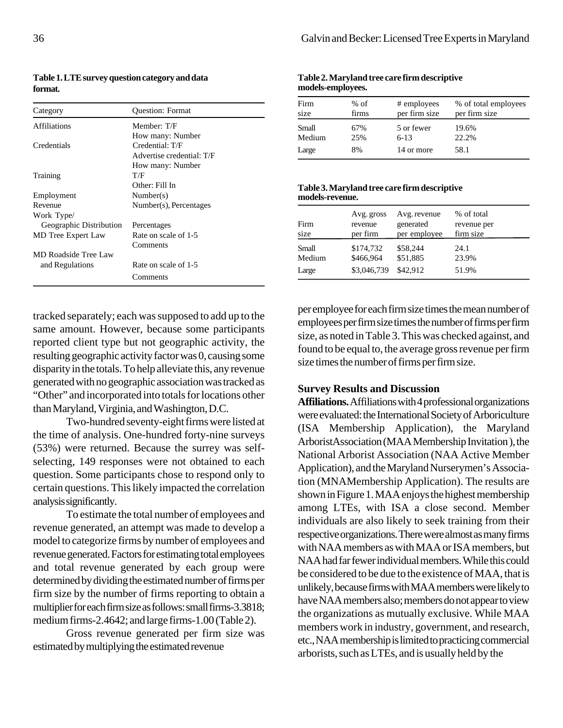**Table 1. LTE survey question category and data format.**

| Category | Question: Format |
|---|---|
| Affiliations | Member: T/F |
| | How many: Number |
| Credentials | Credential: T/F |
| | Advertise credential: T/F |
| | How many: Number |
| Training | T/F |
| | Other: Fill In |
| Employment | Number(s) |
| Revenue | Number(s), Percentages |
| Work Type/ Geographic Distribution | Percentages |
| MD Tree Expert Law | Rate on scale of 1-5 |
| | Comments |
| MD Roadside Tree Law and Regulations | Rate on scale of 1-5 |
| | Comments |

**Table 2. Maryland tree care firm descriptive models-employees.**

| Firm size | % of firms | # employees per firm size | % of total employees per firm size |
|---|---|---|---|
| Small | 67% | 5 or fewer | 19.6% |
| Medium | 25% | 6-13 | 22.2% |
| Large | 8% | 14 or more | 58.1 |

**Table 3. Maryland tree care firm descriptive models-revenue.**

| Firm size | Avg. gross revenue per firm | Avg. revenue generated per employee | % of total revenue per firm size |
|---|---|---|---|
| Small | $174,732 | $58,244 | 24.1 |
| Medium | $466,964 | $51,885 | 23.9% |
| Large | $3,046,739 | $42,912 | 51.9% |

tracked separately; each was supposed to add up to the same amount. However, because some participants reported client type but not geographic activity, the resulting geographic activity factor was 0, causing some disparity in the totals. To help alleviate this, any revenue generated with no geographic association was tracked as "Other" and incorporated into totals for locations other than Maryland, Virginia, and Washington, D.C.

Two-hundred seventy-eight firms were listed at the time of analysis. One-hundred forty-nine surveys (53%) were returned. Because the surrey was self-selecting, 149 responses were not obtained to each question. Some participants chose to respond only to certain questions. This likely impacted the correlation analysis significantly.

To estimate the total number of employees and revenue generated, an attempt was made to develop a model to categorize firms by number of employees and revenue generated. Factors for estimating total employees and total revenue generated by each group were determined by dividing the estimated number of firms per firm size by the number of firms reporting to obtain a multiplier for each firm size as follows: small firms-3.3818; medium firms-2.4642; and large firms-1.00 (Table 2).

Gross revenue generated per firm size was estimated by multiplying the estimated revenue per employee for each firm size times the mean number of employees per firm size times the number of firms per firm size, as noted in Table 3. This was checked against, and found to be equal to, the average gross revenue per firm size times the number of firms per firm size.

## Survey Results and Discussion

**Affiliations.** Affiliations with 4 professional organizations were evaluated: the International Society of Arboriculture (ISA Membership Application), the Maryland Arborist Association (MAA Membership Invitation ), the National Arborist Association (NAA Active Member Application), and the Maryland Nurserymen's Association (MNAMembership Application). The results are shown in Figure 1. MAA enjoys the highest membership among LTEs, with ISA a close second. Member individuals are also likely to seek training from their respective organizations. There were almost as many firms with NAA members as with MAA or ISA members, but NAA had far fewer individual members. While this could be considered to be due to the existence of MAA, that is unlikely, because firms with MAA members were likely to have NAA members also; members do not appear to view the organizations as mutually exclusive. While MAA members work in industry, government, and research, etc., NAA membership is limited to practicing commercial arborists, such as LTEs, and is usually held by the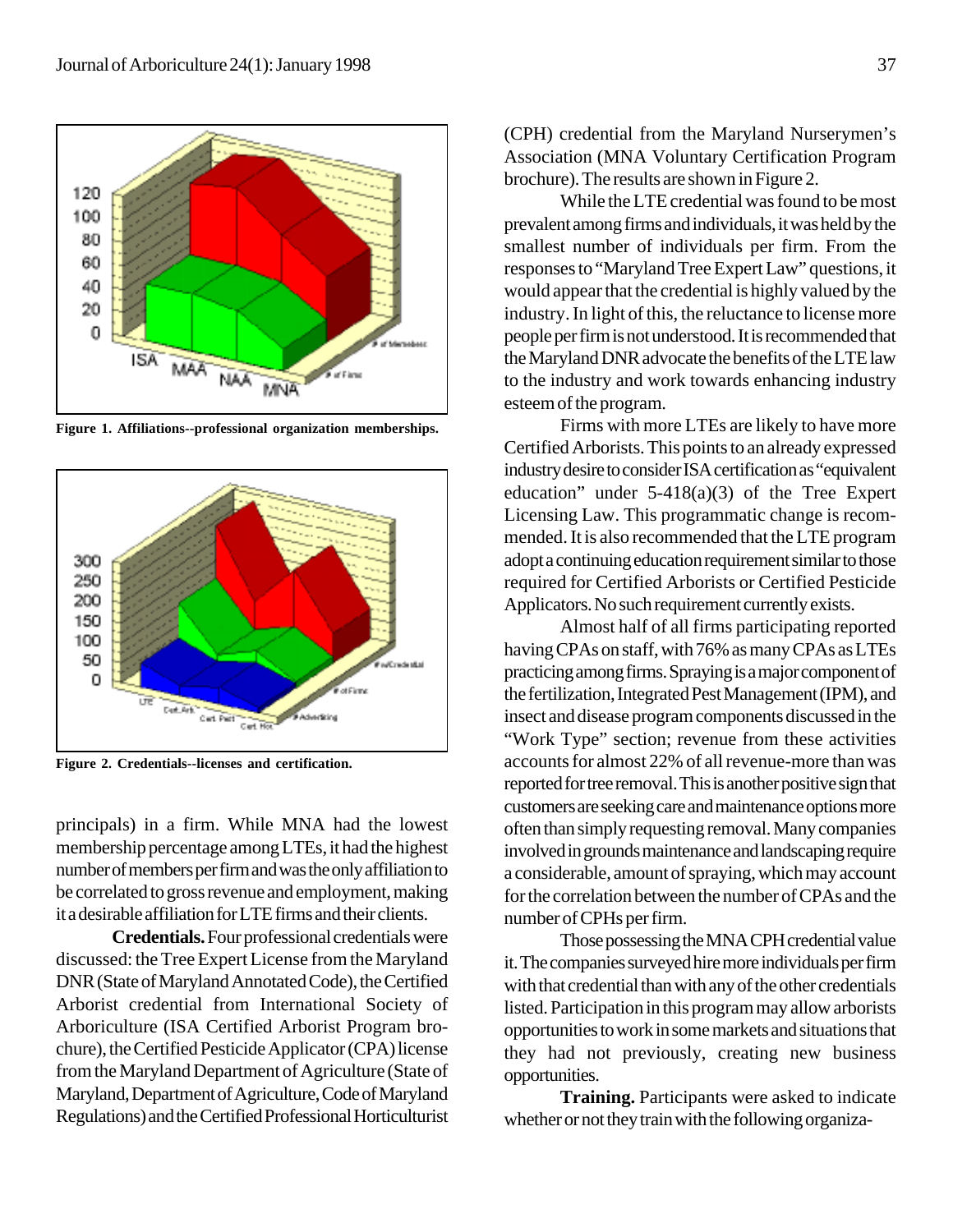Figure 1. Affiliations--professional organization memberships.

Figure 2. Credentials--licenses and certification.

principals) in a firm. While MNA had the lowest membership percentage among LTEs, it had the highest number of members per firm and was the only affiliation to be correlated to gross revenue and employment, making it a desirable affiliation for LTE firms and their clients.

**Credentials.** Four professional credentials were discussed: the Tree Expert License from the Maryland DNR (State of Maryland Annotated Code), the Certified Arborist credential from International Society of Arboriculture (ISA Certified Arborist Program brochure), the Certified Pesticide Applicator (CPA) license from the Maryland Department of Agriculture (State of Maryland, Department of Agriculture, Code of Maryland Regulations) and the Certified Professional Horticulturist (CPH) credential from the Maryland Nurserymen's Association (MNA Voluntary Certification Program brochure). The results are shown in Figure 2.

While the LTE credential was found to be most prevalent among firms and individuals, it was held by the smallest number of individuals per firm. From the responses to "Maryland Tree Expert Law" questions, it would appear that the credential is highly valued by the industry. In light of this, the reluctance to license more people per firm is not understood. It is recommended that the Maryland DNR advocate the benefits of the LTE law to the industry and work towards enhancing industry esteem of the program.

Firms with more LTEs are likely to have more Certified Arborists. This points to an already expressed industry desire to consider ISA certification as "equivalent education" under 5-418(a)(3) of the Tree Expert Licensing Law. This programmatic change is recommended. It is also recommended that the LTE program adopt a continuing education requirement similar to those required for Certified Arborists or Certified Pesticide Applicators. No such requirement currently exists.

Almost half of all firms participating reported having CPAs on staff, with 76% as many CPAs as LTEs practicing among firms. Spraying is a major component of the fertilization, Integrated Pest Management (IPM), and insect and disease program components discussed in the "Work Type" section; revenue from these activities accounts for almost 22% of all revenue-more than was reported for tree removal. This is another positive sign that customers are seeking care and maintenance options more often than simply requesting removal. Many companies involved in grounds maintenance and landscaping require a considerable, amount of spraying, which may account for the correlation between the number of CPAs and the number of CPHs per firm.

Those possessing the MNA CPH credential value it. The companies surveyed hire more individuals per firm with that credential than with any of the other credentials listed. Participation in this program may allow arborists opportunities to work in some markets and situations that they had not previously, creating new business opportunities.

**Training.** Participants were asked to indicate whether or not they train with the following organiza-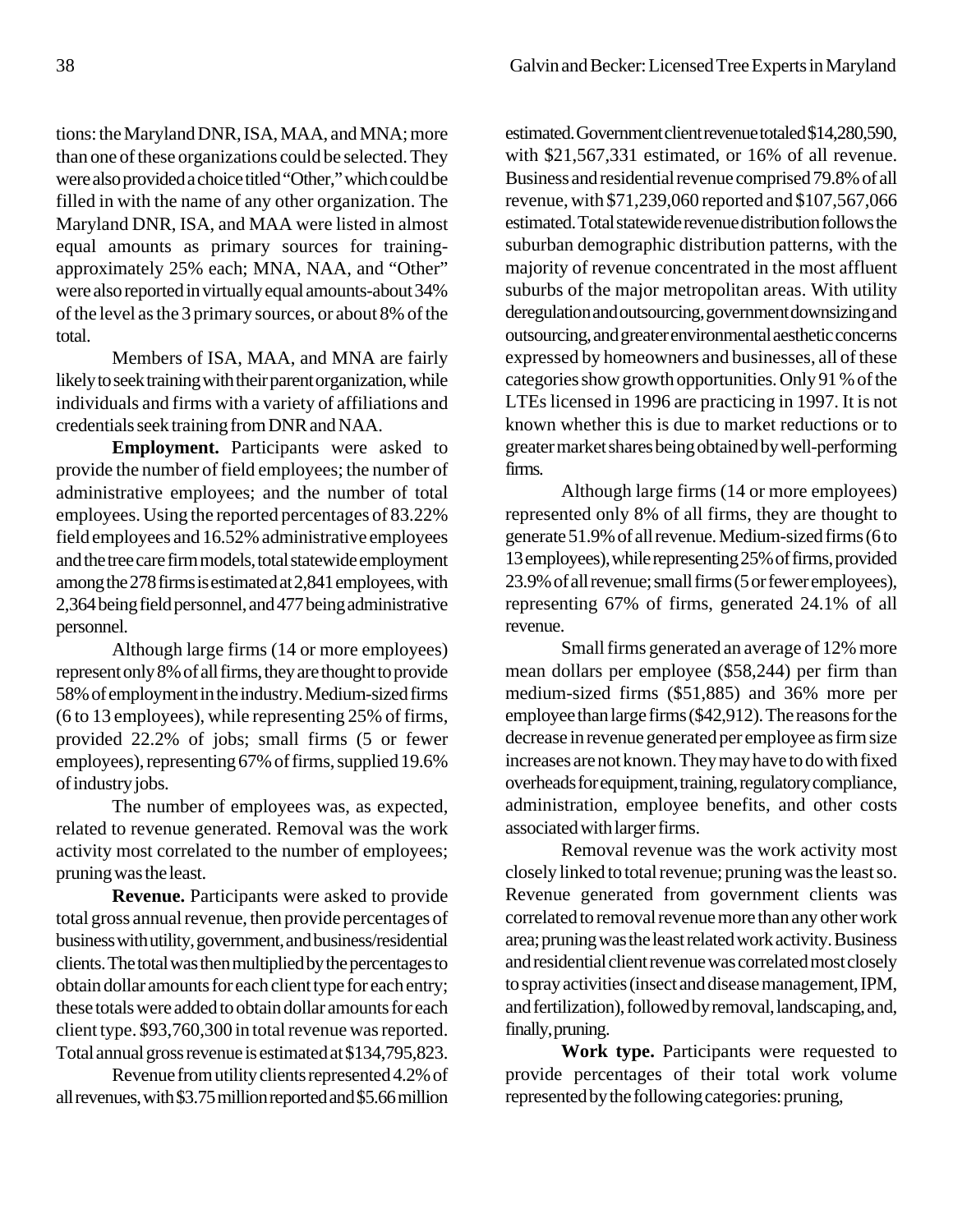tions: the Maryland DNR, ISA, MAA, and MNA; more than one of these organizations could be selected. They were also provided a choice titled "Other," which could be filled in with the name of any other organization. The Maryland DNR, ISA, and MAA were listed in almost equal amounts as primary sources for training-approximately 25% each; MNA, NAA, and "Other" were also reported in virtually equal amounts-about 34% of the level as the 3 primary sources, or about 8% of the total.

Members of ISA, MAA, and MNA are fairly likely to seek training with their parent organization, while individuals and firms with a variety of affiliations and credentials seek training from DNR and NAA.

**Employment.** Participants were asked to provide the number of field employees; the number of administrative employees; and the number of total employees. Using the reported percentages of 83.22% field employees and 16.52% administrative employees and the tree care firm models, total statewide employment among the 278 firms is estimated at 2,841 employees, with 2,364 being field personnel, and 477 being administrative personnel.

Although large firms (14 or more employees) represent only 8% of all firms, they are thought to provide 58% of employment in the industry. Medium-sized firms (6 to 13 employees), while representing 25% of firms, provided 22.2% of jobs; small firms (5 or fewer employees), representing 67% of firms, supplied 19.6% of industry jobs.

The number of employees was, as expected, related to revenue generated. Removal was the work activity most correlated to the number of employees; pruning was the least.

**Revenue.** Participants were asked to provide total gross annual revenue, then provide percentages of business with utility, government, and business/residential clients. The total was then multiplied by the percentages to obtain dollar amounts for each client type for each entry; these totals were added to obtain dollar amounts for each client type. $93,760,300 in total revenue was reported. Total annual gross revenue is estimated at $134,795,823.

Revenue from utility clients represented 4.2% of all revenues, with $3.75 million reported and $5.66 million estimated. Government client revenue totaled $14,280,590, with $21,567,331 estimated, or 16% of all revenue. Business and residential revenue comprised 79.8% of all revenue, with $71,239,060 reported and $107,567,066 estimated. Total statewide revenue distribution follows the suburban demographic distribution patterns, with the majority of revenue concentrated in the most affluent suburbs of the major metropolitan areas. With utility deregulation and outsourcing, government downsizing and outsourcing, and greater environmental aesthetic concerns expressed by homeowners and businesses, all of these categories show growth opportunities. Only 91% of the LTEs licensed in 1996 are practicing in 1997. It is not known whether this is due to market reductions or to greater market shares being obtained by well-performing firms.

Although large firms (14 or more employees) represented only 8% of all firms, they are thought to generate 51.9% of all revenue. Medium-sized firms (6 to 13 employees), while representing 25% of firms, provided 23.9% of all revenue; small firms (5 or fewer employees), representing 67% of firms, generated 24.1% of all revenue.

Small firms generated an average of 12% more mean dollars per employee ($58,244) per firm than medium-sized firms ($51,885) and 36% more per employee than large firms ($42,912). The reasons for the decrease in revenue generated per employee as firm size increases are not known. They may have to do with fixed overheads for equipment, training, regulatory compliance, administration, employee benefits, and other costs associated with larger firms.

Removal revenue was the work activity most closely linked to total revenue; pruning was the least so. Revenue generated from government clients was correlated to removal revenue more than any other work area; pruning was the least related work activity. Business and residential client revenue was correlated most closely to spray activities (insect and disease management, IPM, and fertilization), followed by removal, landscaping, and, finally, pruning.

**Work type.** Participants were requested to provide percentages of their total work volume represented by the following categories: pruning,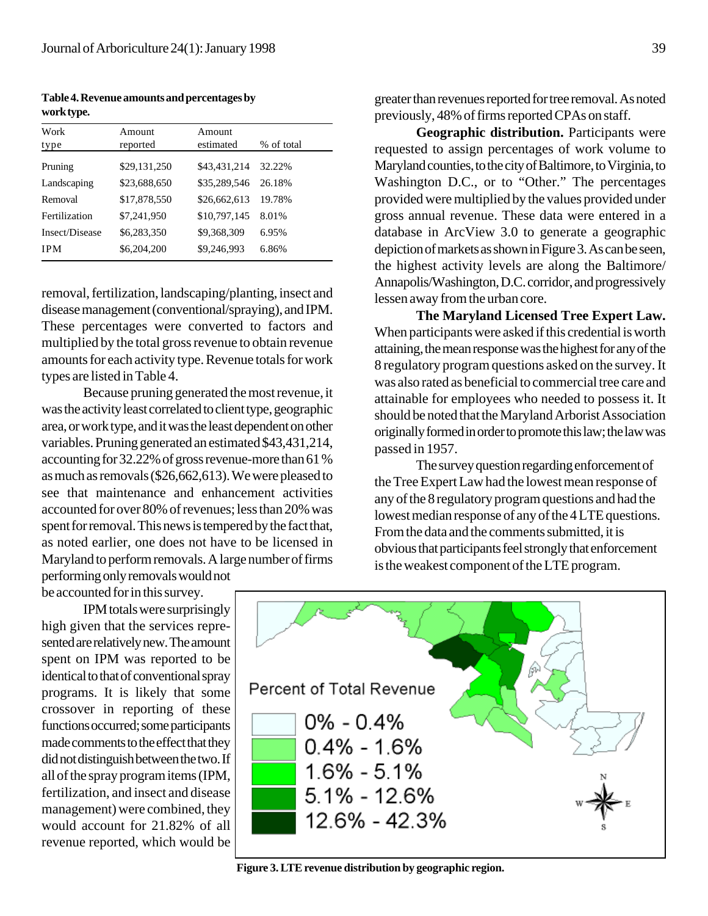**Table 4. Revenue amounts and percentages by work type.**

| Work type | Amount reported | Amount estimated | % of total |
|---|---|---|---|
| Pruning | $29,131,250 | $43,431,214 | 32.22% |
| Landscaping | $23,688,650 | $35,289,546 | 26.18% |
| Removal | $17,878,550 | $26,662,613 | 19.78% |
| Fertilization | $7,241,950 | $10,797,145 | 8.01% |
| Insect/Disease | $6,283,350 | $9,368,309 | 6.95% |
| IPM | $6,204,200 | $9,246,993 | 6.86% |

removal, fertilization, landscaping/planting, insect and disease management (conventional/spraying), and IPM. These percentages were converted to factors and multiplied by the total gross revenue to obtain revenue amounts for each activity type. Revenue totals for work types are listed in Table 4.

Because pruning generated the most revenue, it was the activity least correlated to client type, geographic area, or work type, and it was the least dependent on other variables. Pruning generated an estimated $43,431,214, accounting for 32.22% of gross revenue-more than 61 % as much as removals ($26,662,613). We were pleased to see that maintenance and enhancement activities accounted for over 80% of revenues; less than 20% was spent for removal. This news is tempered by the fact that, as noted earlier, one does not have to be licensed in Maryland to perform removals. A large number of firms performing only removals would not be accounted for in this survey.

IPM totals were surprisingly high given that the services represented are relatively new. The amount spent on IPM was reported to be identical to that of conventional spray programs. It is likely that some crossover in reporting of these functions occurred; some participants made comments to the effect that they did not distinguish between the two. If all of the spray program items (IPM, fertilization, and insect and disease management) were combined, they would account for 21.82% of all revenue reported, which would be greater than revenues reported for tree removal. As noted previously, 48% of firms reported CPAs on staff.

**Geographic distribution.** Participants were requested to assign percentages of work volume to Maryland counties, to the city of Baltimore, to Virginia, to Washington D.C., or to "Other." The percentages provided were multiplied by the values provided under gross annual revenue. These data were entered in a database in ArcView 3.0 to generate a geographic depiction of markets as shown in Figure 3. As can be seen, the highest activity levels are along the Baltimore/Annapolis/Washington, D.C. corridor, and progressively lessen away from the urban core.

**The Maryland Licensed Tree Expert Law.** When participants were asked if this credential is worth attaining, the mean response was the highest for any of the 8 regulatory program questions asked on the survey. It was also rated as beneficial to commercial tree care and attainable for employees who needed to possess it. It should be noted that the Maryland Arborist Association originally formed in order to promote this law; the law was passed in 1957.

The survey question regarding enforcement of the Tree Expert Law had the lowest mean response of any of the 8 regulatory program questions and had the lowest median response of any of the 4 LTE questions. From the data and the comments submitted, it is obvious that participants feel strongly that enforcement is the weakest component of the LTE program.

**Figure 3. LTE revenue distribution by geographic region.**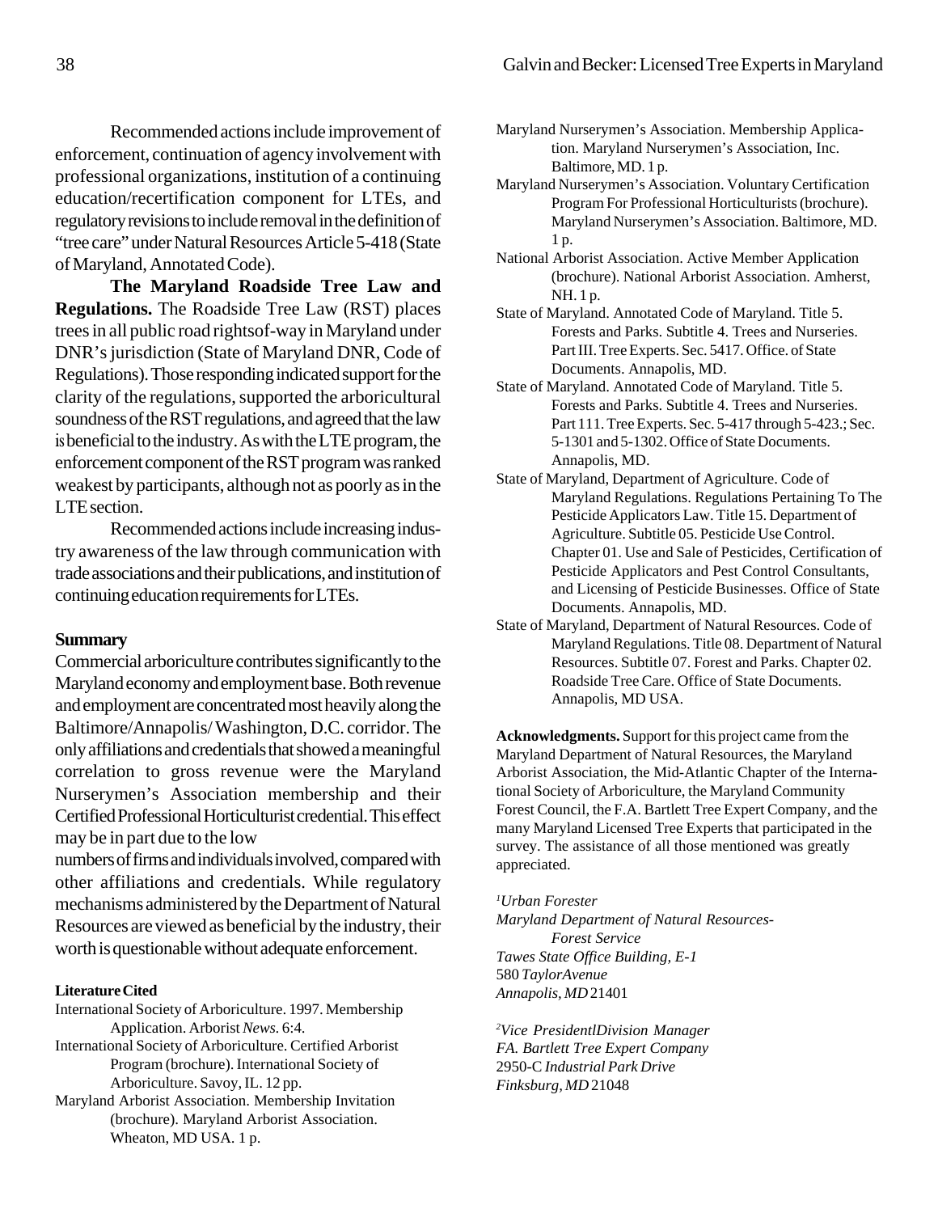Recommended actions include improvement of enforcement, continuation of agency involvement with professional organizations, institution of a continuing education/recertification component for LTEs, and regulatory revisions to include removal in the definition of "tree care" under Natural Resources Article 5-418 (State of Maryland, Annotated Code).

**The Maryland Roadside Tree Law and Regulations.** The Roadside Tree Law (RST) places trees in all public road rightsof-way in Maryland under DNR's jurisdiction (State of Maryland DNR, Code of Regulations). Those responding indicated support for the clarity of the regulations, supported the arboricultural soundness of the RST regulations, and agreed that the law is beneficial to the industry. As with the LTE program, the enforcement component of the RST program was ranked weakest by participants, although not as poorly as in the LTE section.

Recommended actions include increasing industry awareness of the law through communication with trade associations and their publications, and institution of continuing education requirements for LTEs.

### Summary

Commercial arboriculture contributes significantly to the Maryland economy and employment base. Both revenue and employment are concentrated most heavily along the Baltimore/Annapolis/ Washington, D.C. corridor. The only affiliations and credentials that showed a meaningful correlation to gross revenue were the Maryland Nurserymen's Association membership and their Certified Professional Horticulturist credential. This effect may be in part due to the low numbers of firms and individuals involved, compared with other affiliations and credentials. While regulatory mechanisms administered by the Department of Natural Resources are viewed as beneficial by the industry, their worth is questionable without adequate enforcement.

#### Literature Cited

International Society of Arboriculture. 1997. Membership Application. Arborist *News*. 6:4.

International Society of Arboriculture. Certified Arborist Program (brochure). International Society of Arboriculture. Savoy, IL. 12 pp.

Maryland Arborist Association. Membership Invitation (brochure). Maryland Arborist Association. Wheaton, MD USA. 1 p.

Maryland Nurserymen's Association. Membership Application. Maryland Nurserymen's Association, Inc. Baltimore, MD. 1 p.

Maryland Nurserymen's Association. Voluntary Certification Program For Professional Horticulturists (brochure). Maryland Nurserymen's Association. Baltimore, MD. 1 p.

National Arborist Association. Active Member Application (brochure). National Arborist Association. Amherst, NH. 1 p.

State of Maryland. Annotated Code of Maryland. Title 5. Forests and Parks. Subtitle 4. Trees and Nurseries. Part III. Tree Experts. Sec. 5417. Office. of State Documents. Annapolis, MD.

State of Maryland. Annotated Code of Maryland. Title 5. Forests and Parks. Subtitle 4. Trees and Nurseries. Part 111. Tree Experts. Sec. 5-417 through 5-423.; Sec. 5-1301 and 5-1302. Office of State Documents. Annapolis, MD.

State of Maryland, Department of Agriculture. Code of Maryland Regulations. Regulations Pertaining To The Pesticide Applicators Law. Title 15. Department of Agriculture. Subtitle 05. Pesticide Use Control. Chapter 01. Use and Sale of Pesticides, Certification of Pesticide Applicators and Pest Control Consultants, and Licensing of Pesticide Businesses. Office of State Documents. Annapolis, MD.

State of Maryland, Department of Natural Resources. Code of Maryland Regulations. Title 08. Department of Natural Resources. Subtitle 07. Forest and Parks. Chapter 02. Roadside Tree Care. Office of State Documents. Annapolis, MD USA.

**Acknowledgments.** Support for this project came from the Maryland Department of Natural Resources, the Maryland Arborist Association, the Mid-Atlantic Chapter of the International Society of Arboriculture, the Maryland Community Forest Council, the F.A. Bartlett Tree Expert Company, and the many Maryland Licensed Tree Experts that participated in the survey. The assistance of all those mentioned was greatly appreciated.

[1]*Urban Forester*
*Maryland Department of Natural Resources-Forest Service*
*Tawes State Office Building, E-1*
580 *TaylorAvenue*
*Annapolis, MD* 21401

[2]*Vice PresidentlDivision Manager*
*FA. Bartlett Tree Expert Company*
2950-C *Industrial Park Drive*
*Finksburg, MD* 21048